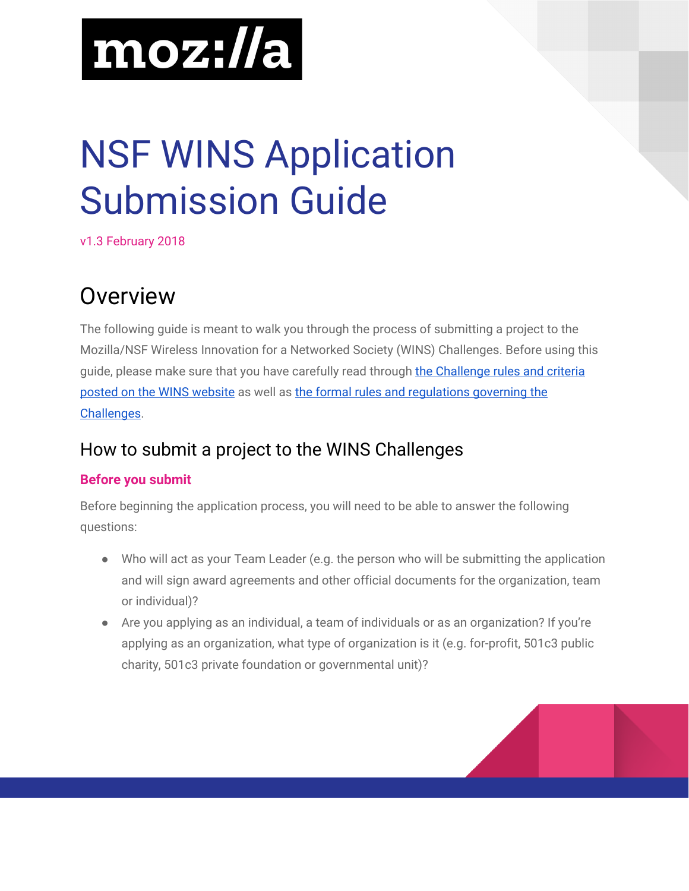moz://a

# NSF WINS Application Submission Guide

v1.3 February 2018

## Overview

The following guide is meant to walk you through the process of submitting a project to the Mozilla/NSF Wireless Innovation for a Networked Society (WINS) Challenges. Before using this guide, please make sure that you have carefully read through [the Challenge rules and criteria posted on the WINS website] as well as [the formal rules and regulations governing the Challenges].

### How to submit a project to the WINS Challenges

**Before you submit**

Before beginning the application process, you will need to be able to answer the following questions:

- Who will act as your Team Leader (e.g. the person who will be submitting the application and will sign award agreements and other official documents for the organization, team or individual)?
- Are you applying as an individual, a team of individuals or as an organization? If you're applying as an organization, what type of organization is it (e.g. for-profit, 501c3 public charity, 501c3 private foundation or governmental unit)?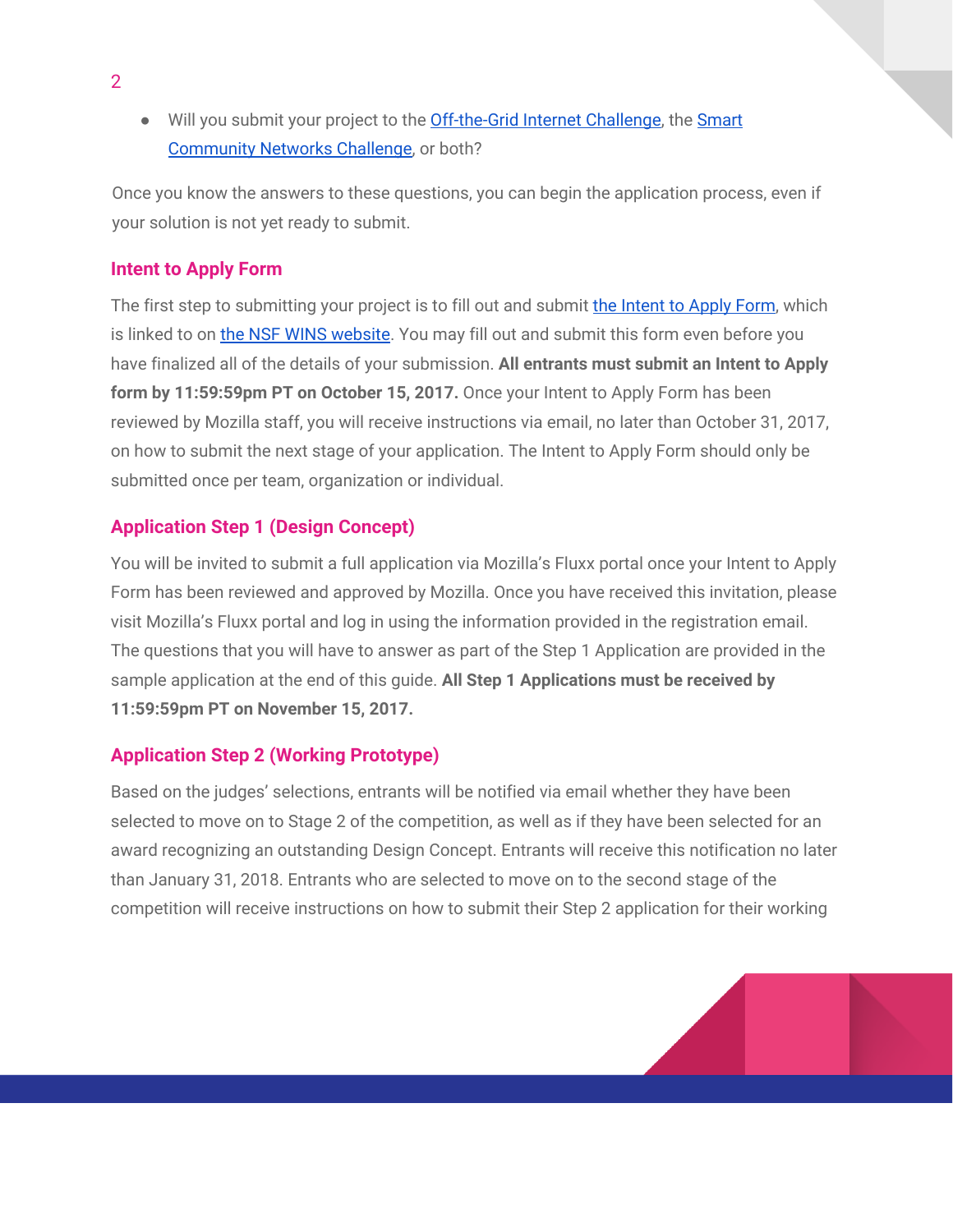- Will you submit your project to the Off-the-Grid Internet Challenge, the Smart Community Networks Challenge, or both?

Once you know the answers to these questions, you can begin the application process, even if your solution is not yet ready to submit.

### Intent to Apply Form

The first step to submitting your project is to fill out and submit the Intent to Apply Form, which is linked to on the NSF WINS website. You may fill out and submit this form even before you have finalized all of the details of your submission. **All entrants must submit an Intent to Apply form by 11:59:59pm PT on October 15, 2017.** Once your Intent to Apply Form has been reviewed by Mozilla staff, you will receive instructions via email, no later than October 31, 2017, on how to submit the next stage of your application. The Intent to Apply Form should only be submitted once per team, organization or individual.

### Application Step 1 (Design Concept)

You will be invited to submit a full application via Mozilla's Fluxx portal once your Intent to Apply Form has been reviewed and approved by Mozilla. Once you have received this invitation, please visit Mozilla's Fluxx portal and log in using the information provided in the registration email. The questions that you will have to answer as part of the Step 1 Application are provided in the sample application at the end of this guide. **All Step 1 Applications must be received by 11:59:59pm PT on November 15, 2017.**

### Application Step 2 (Working Prototype)

Based on the judges' selections, entrants will be notified via email whether they have been selected to move on to Stage 2 of the competition, as well as if they have been selected for an award recognizing an outstanding Design Concept. Entrants will receive this notification no later than January 31, 2018. Entrants who are selected to move on to the second stage of the competition will receive instructions on how to submit their Step 2 application for their working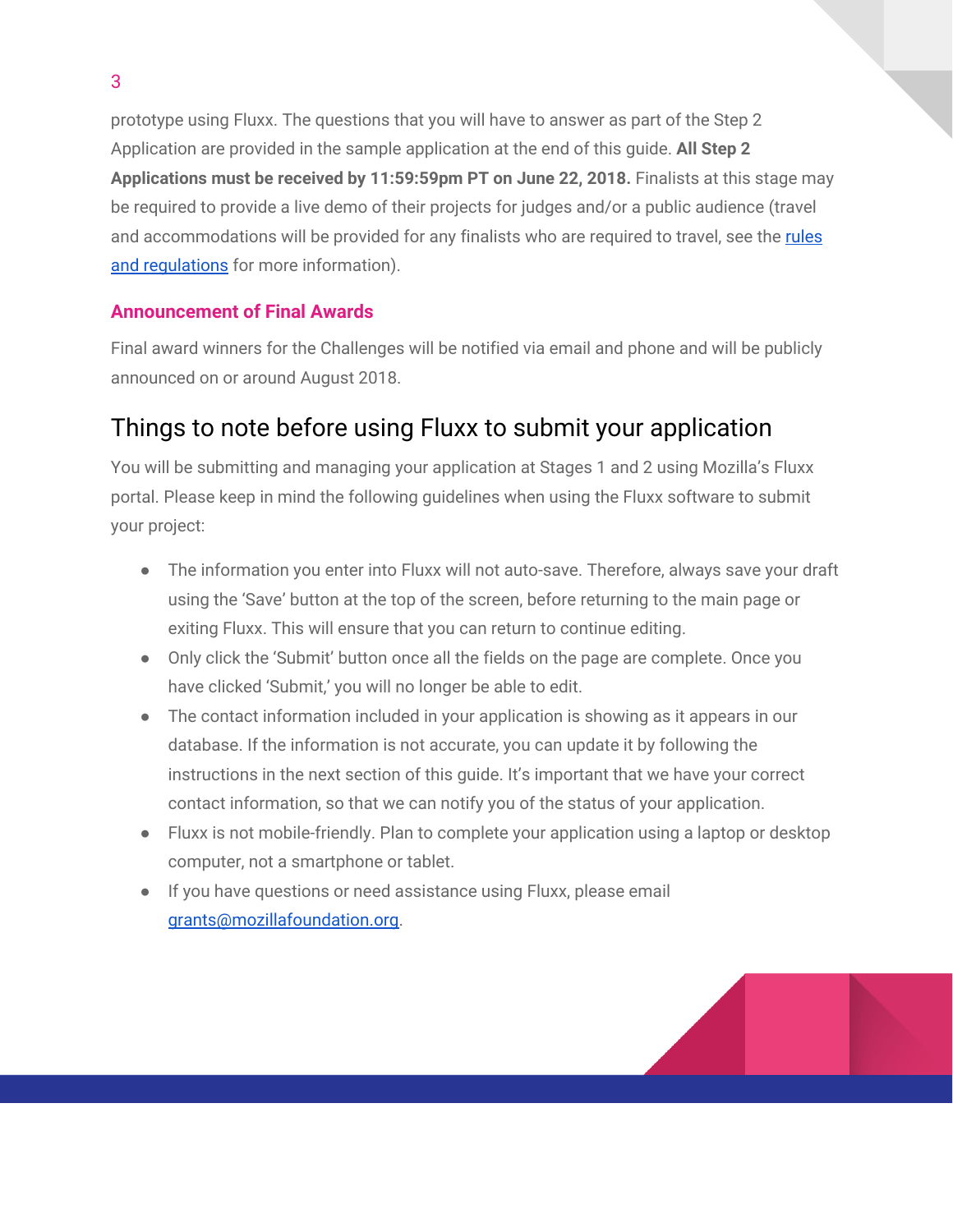prototype using Fluxx. The questions that you will have to answer as part of the Step 2 Application are provided in the sample application at the end of this guide. **All Step 2 Applications must be received by 11:59:59pm PT on June 22, 2018.** Finalists at this stage may be required to provide a live demo of their projects for judges and/or a public audience (travel and accommodations will be provided for any finalists who are required to travel, see the [rules and regulations](#) for more information).

### Announcement of Final Awards

Final award winners for the Challenges will be notified via email and phone and will be publicly announced on or around August 2018.

## Things to note before using Fluxx to submit your application

You will be submitting and managing your application at Stages 1 and 2 using Mozilla's Fluxx portal. Please keep in mind the following guidelines when using the Fluxx software to submit your project:

- The information you enter into Fluxx will not auto-save. Therefore, always save your draft using the 'Save' button at the top of the screen, before returning to the main page or exiting Fluxx. This will ensure that you can return to continue editing.
- Only click the 'Submit' button once all the fields on the page are complete. Once you have clicked 'Submit,' you will no longer be able to edit.
- The contact information included in your application is showing as it appears in our database. If the information is not accurate, you can update it by following the instructions in the next section of this guide. It's important that we have your correct contact information, so that we can notify you of the status of your application.
- Fluxx is not mobile-friendly. Plan to complete your application using a laptop or desktop computer, not a smartphone or tablet.
- If you have questions or need assistance using Fluxx, please email [grants@mozillafoundation.org](mailto:grants@mozillafoundation.org).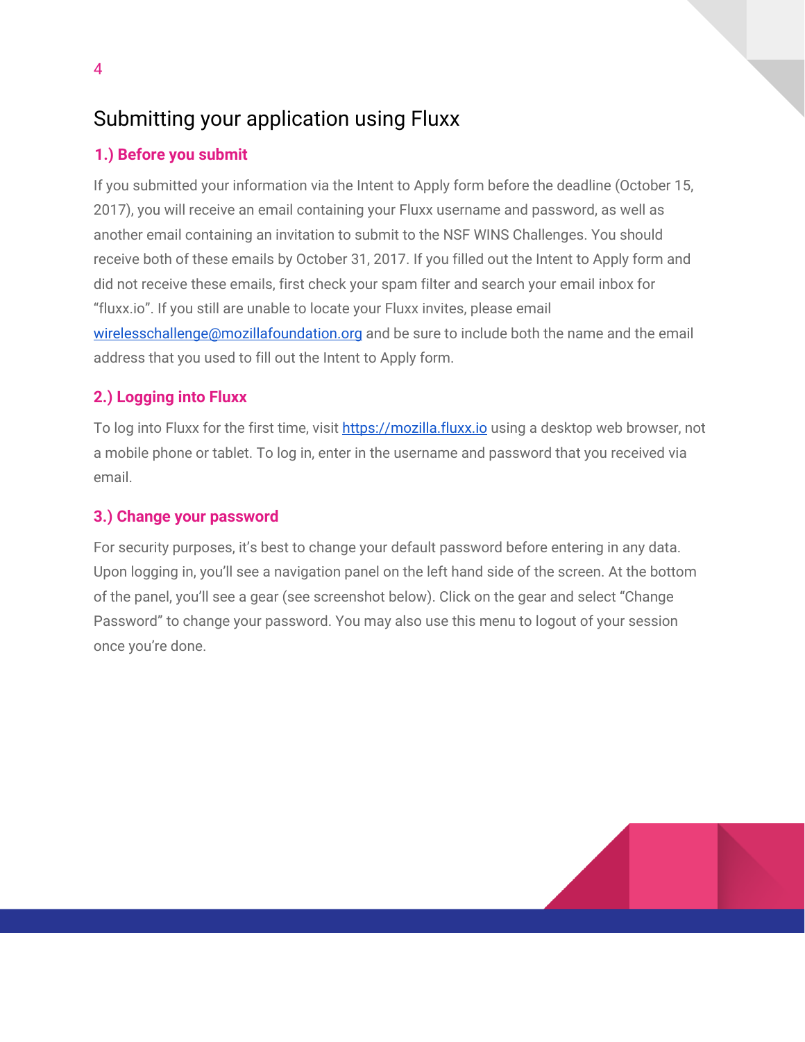## Submitting your application using Fluxx

### 1.) Before you submit

If you submitted your information via the Intent to Apply form before the deadline (October 15, 2017), you will receive an email containing your Fluxx username and password, as well as another email containing an invitation to submit to the NSF WINS Challenges. You should receive both of these emails by October 31, 2017. If you filled out the Intent to Apply form and did not receive these emails, first check your spam filter and search your email inbox for "fluxx.io". If you still are unable to locate your Fluxx invites, please email [wirelesschallenge@mozillafoundation.org](mailto:wirelesschallenge@mozillafoundation.org) and be sure to include both the name and the email address that you used to fill out the Intent to Apply form.

### 2.) Logging into Fluxx

To log into Fluxx for the first time, visit [https://mozilla.fluxx.io](https://mozilla.fluxx.io) using a desktop web browser, not a mobile phone or tablet. To log in, enter in the username and password that you received via email.

### 3.) Change your password

For security purposes, it's best to change your default password before entering in any data. Upon logging in, you'll see a navigation panel on the left hand side of the screen. At the bottom of the panel, you'll see a gear (see screenshot below). Click on the gear and select "Change Password" to change your password. You may also use this menu to logout of your session once you're done.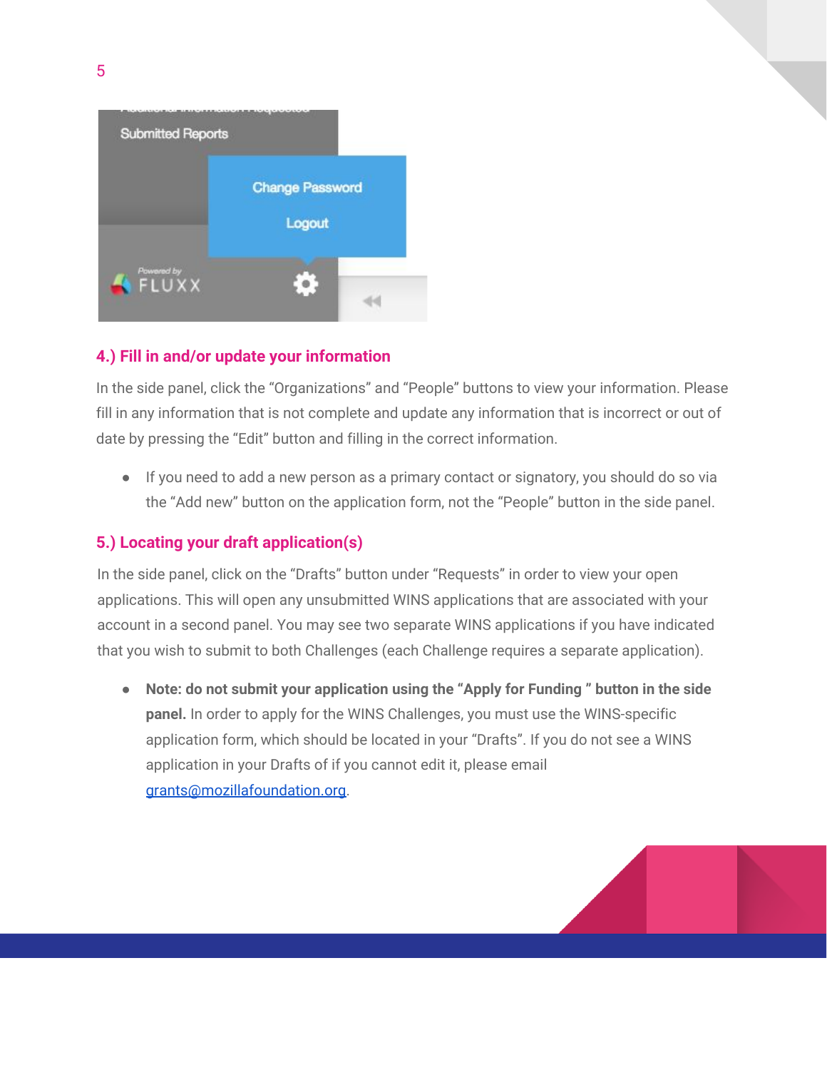#### 4.) Fill in and/or update your information

In the side panel, click the “Organizations” and “People” buttons to view your information. Please fill in any information that is not complete and update any information that is incorrect or out of date by pressing the “Edit” button and filling in the correct information.

- If you need to add a new person as a primary contact or signatory, you should do so via the “Add new” button on the application form, not the “People” button in the side panel.

#### 5.) Locating your draft application(s)

In the side panel, click on the “Drafts” button under “Requests” in order to view your open applications. This will open any unsubmitted WINS applications that are associated with your account in a second panel. You may see two separate WINS applications if you have indicated that you wish to submit to both Challenges (each Challenge requires a separate application).

- **Note: do not submit your application using the “Apply for Funding ” button in the side panel.** In order to apply for the WINS Challenges, you must use the WINS-specific application form, which should be located in your “Drafts”. If you do not see a WINS application in your Drafts of if you cannot edit it, please email grants@mozillafoundation.org.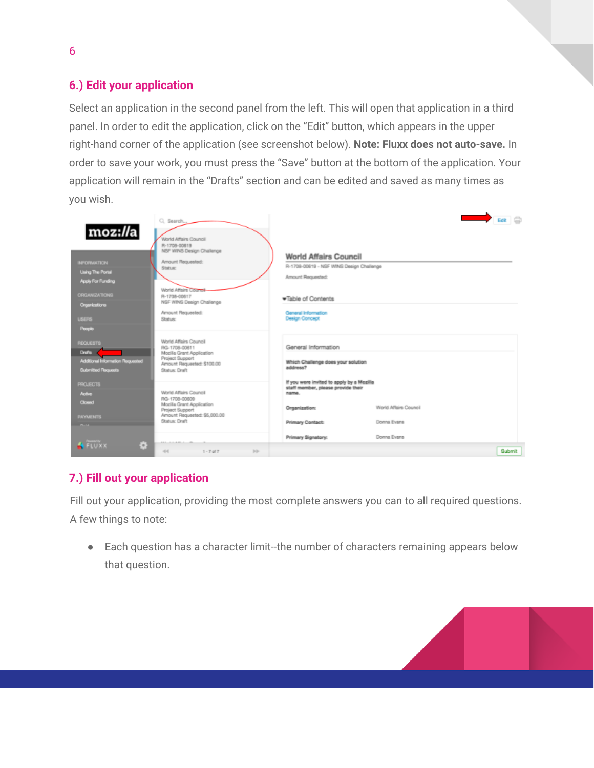## 6.) Edit your application

Select an application in the second panel from the left. This will open that application in a third panel. In order to edit the application, click on the "Edit" button, which appears in the upper right-hand corner of the application (see screenshot below). **Note: Fluxx does not auto-save.** In order to save your work, you must press the "Save" button at the bottom of the application. Your application will remain in the "Drafts" section and can be edited and saved as many times as you wish.

## 7.) Fill out your application

Fill out your application, providing the most complete answers you can to all required questions. A few things to note:

- Each question has a character limit--the number of characters remaining appears below that question.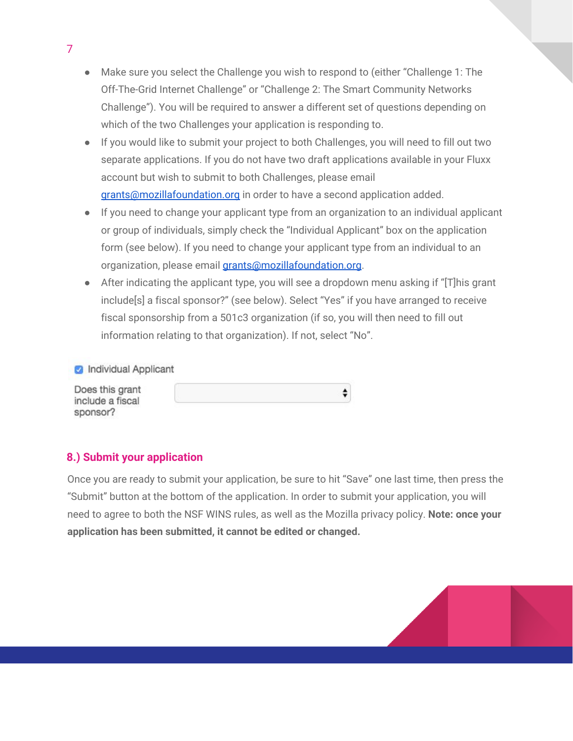- Make sure you select the Challenge you wish to respond to (either "Challenge 1: The Off-The-Grid Internet Challenge" or "Challenge 2: The Smart Community Networks Challenge"). You will be required to answer a different set of questions depending on which of the two Challenges your application is responding to.
- If you would like to submit your project to both Challenges, you will need to fill out two separate applications. If you do not have two draft applications available in your Fluxx account but wish to submit to both Challenges, please email [grants@mozillafoundation.org](mailto:grants@mozillafoundation.org) in order to have a second application added.
- If you need to change your applicant type from an organization to an individual applicant or group of individuals, simply check the "Individual Applicant" box on the application form (see below). If you need to change your applicant type from an individual to an organization, please email [grants@mozillafoundation.org](mailto:grants@mozillafoundation.org).
- After indicating the applicant type, you will see a dropdown menu asking if "[T]his grant include[s] a fiscal sponsor?" (see below). Select "Yes" if you have arranged to receive fiscal sponsorship from a 501c3 organization (if so, you will then need to fill out information relating to that organization). If not, select "No".

☑ Individual Applicant

Does this grant include a fiscal sponsor?

## 8.) Submit your application

Once you are ready to submit your application, be sure to hit "Save" one last time, then press the "Submit" button at the bottom of the application. In order to submit your application, you will need to agree to both the NSF WINS rules, as well as the Mozilla privacy policy. **Note: once your application has been submitted, it cannot be edited or changed.**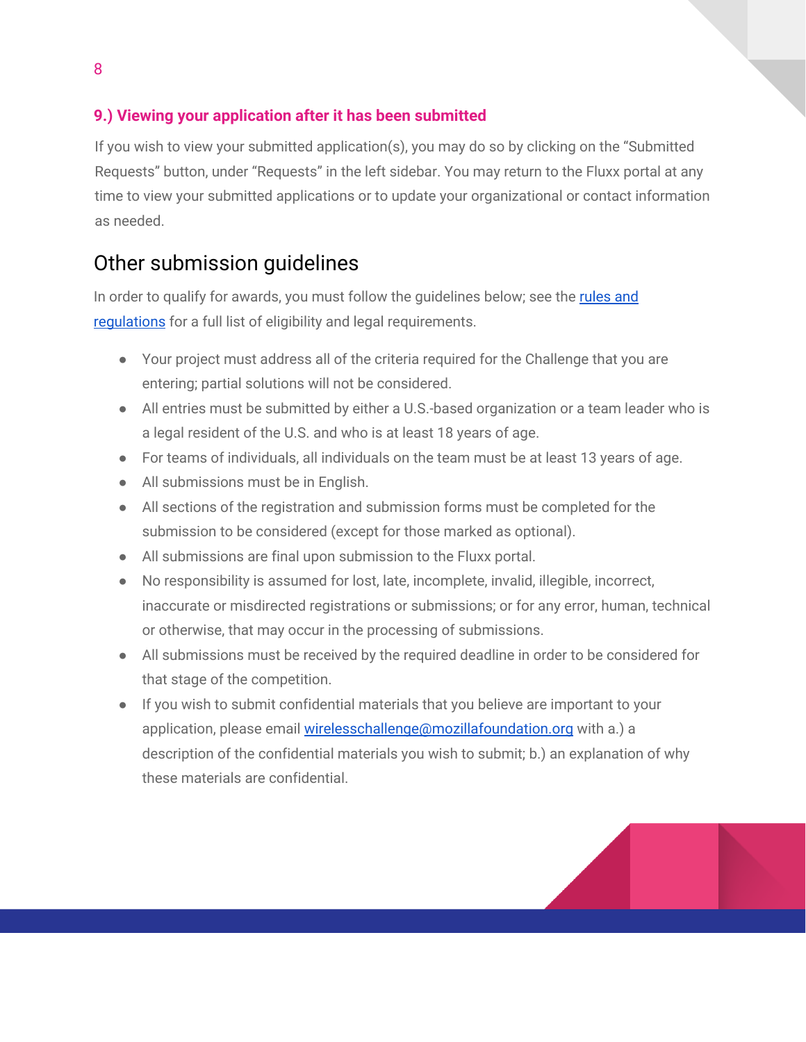### 9.) Viewing your application after it has been submitted

If you wish to view your submitted application(s), you may do so by clicking on the "Submitted Requests" button, under "Requests" in the left sidebar. You may return to the Fluxx portal at any time to view your submitted applications or to update your organizational or contact information as needed.

## Other submission guidelines

In order to qualify for awards, you must follow the guidelines below; see the [rules and regulations]() for a full list of eligibility and legal requirements.

- Your project must address all of the criteria required for the Challenge that you are entering; partial solutions will not be considered.
- All entries must be submitted by either a U.S.-based organization or a team leader who is a legal resident of the U.S. and who is at least 18 years of age.
- For teams of individuals, all individuals on the team must be at least 13 years of age.
- All submissions must be in English.
- All sections of the registration and submission forms must be completed for the submission to be considered (except for those marked as optional).
- All submissions are final upon submission to the Fluxx portal.
- No responsibility is assumed for lost, late, incomplete, invalid, illegible, incorrect, inaccurate or misdirected registrations or submissions; or for any error, human, technical or otherwise, that may occur in the processing of submissions.
- All submissions must be received by the required deadline in order to be considered for that stage of the competition.
- If you wish to submit confidential materials that you believe are important to your application, please email wirelesschallenge@mozillafoundation.org with a.) a description of the confidential materials you wish to submit; b.) an explanation of why these materials are confidential.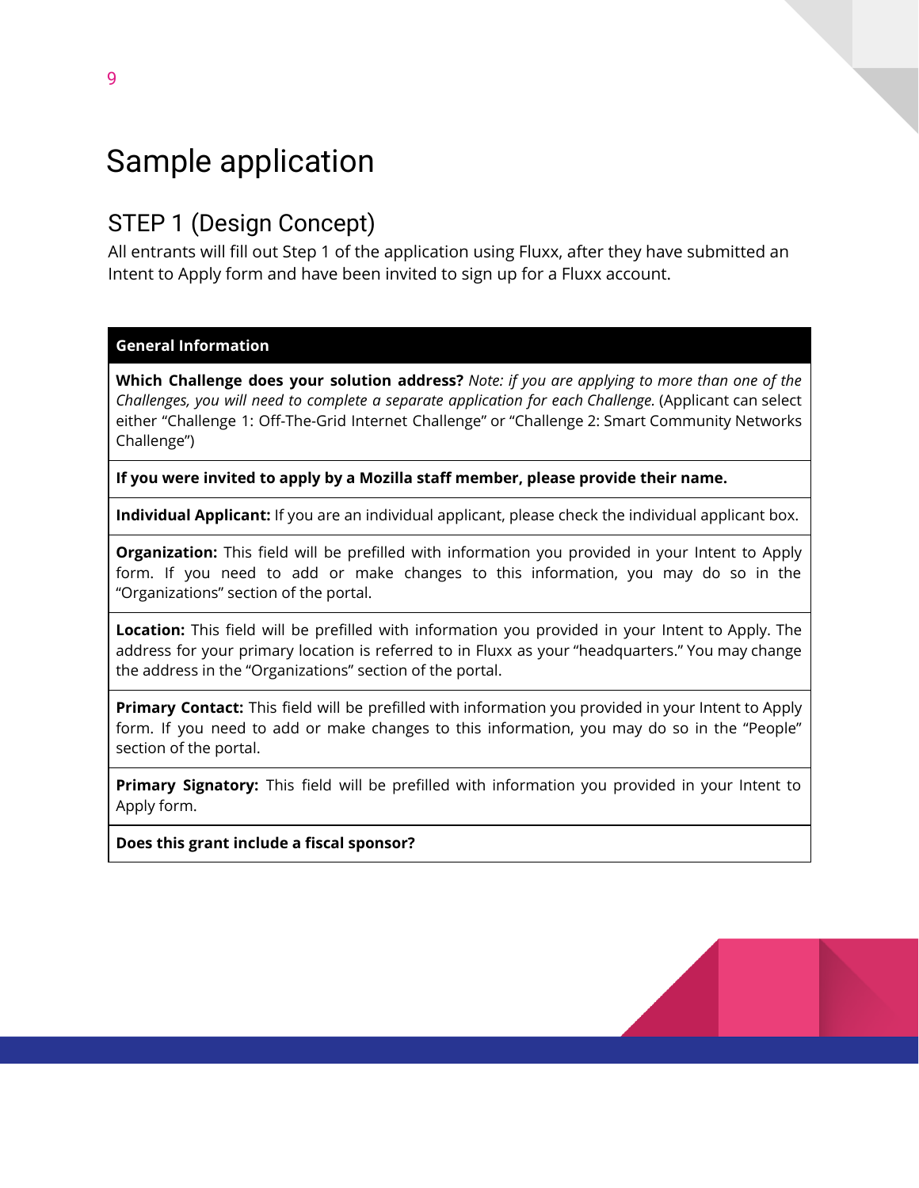# Sample application

## STEP 1 (Design Concept)

All entrants will fill out Step 1 of the application using Fluxx, after they have submitted an Intent to Apply form and have been invited to sign up for a Fluxx account.

| General Information |
| --- |
| **Which Challenge does your solution address?** *Note: if you are applying to more than one of the Challenges, you will need to complete a separate application for each Challenge.* (Applicant can select either "Challenge 1: Off-The-Grid Internet Challenge" or "Challenge 2: Smart Community Networks Challenge") |
| **If you were invited to apply by a Mozilla staff member, please provide their name.** |
| **Individual Applicant:** If you are an individual applicant, please check the individual applicant box. |
| **Organization:** This field will be prefilled with information you provided in your Intent to Apply form. If you need to add or make changes to this information, you may do so in the "Organizations" section of the portal. |
| **Location:** This field will be prefilled with information you provided in your Intent to Apply. The address for your primary location is referred to in Fluxx as your "headquarters." You may change the address in the "Organizations" section of the portal. |
| **Primary Contact:** This field will be prefilled with information you provided in your Intent to Apply form. If you need to add or make changes to this information, you may do so in the "People" section of the portal. |
| **Primary Signatory:** This field will be prefilled with information you provided in your Intent to Apply form. |
| **Does this grant include a fiscal sponsor?** |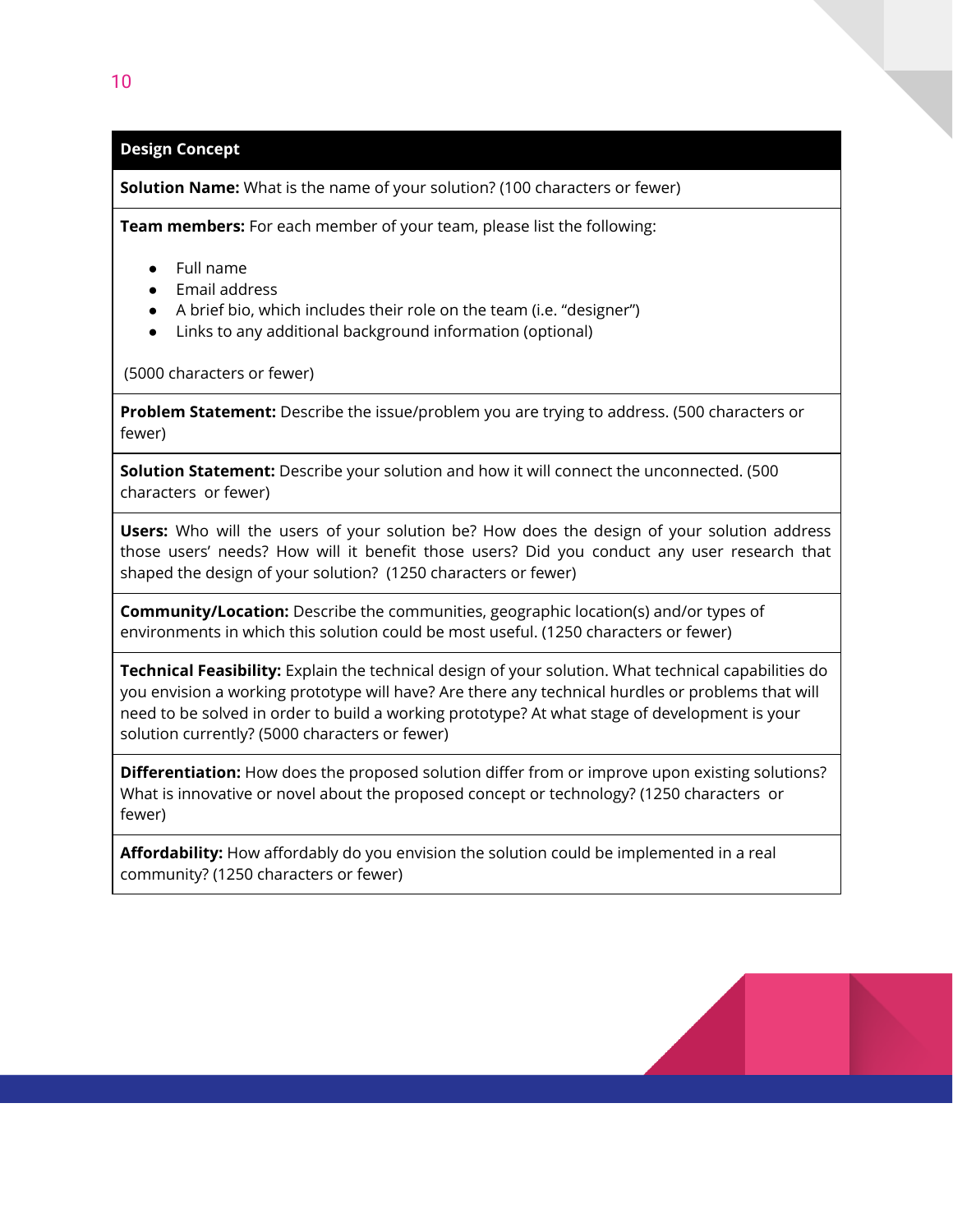| Design Concept |
| --- |
| **Solution Name:** What is the name of your solution? (100 characters or fewer) |
| **Team members:** For each member of your team, please list the following:<br><br>• Full name<br>• Email address<br>• A brief bio, which includes their role on the team (i.e. "designer")<br>• Links to any additional background information (optional)<br><br>(5000 characters or fewer) |
| **Problem Statement:** Describe the issue/problem you are trying to address. (500 characters or fewer) |
| **Solution Statement:** Describe your solution and how it will connect the unconnected. (500 characters or fewer) |
| **Users:** Who will the users of your solution be? How does the design of your solution address those users' needs? How will it benefit those users? Did you conduct any user research that shaped the design of your solution? (1250 characters or fewer) |
| **Community/Location:** Describe the communities, geographic location(s) and/or types of environments in which this solution could be most useful. (1250 characters or fewer) |
| **Technical Feasibility:** Explain the technical design of your solution. What technical capabilities do you envision a working prototype will have? Are there any technical hurdles or problems that will need to be solved in order to build a working prototype? At what stage of development is your solution currently? (5000 characters or fewer) |
| **Differentiation:** How does the proposed solution differ from or improve upon existing solutions? What is innovative or novel about the proposed concept or technology? (1250 characters or fewer) |
| **Affordability:** How affordably do you envision the solution could be implemented in a real community? (1250 characters or fewer) |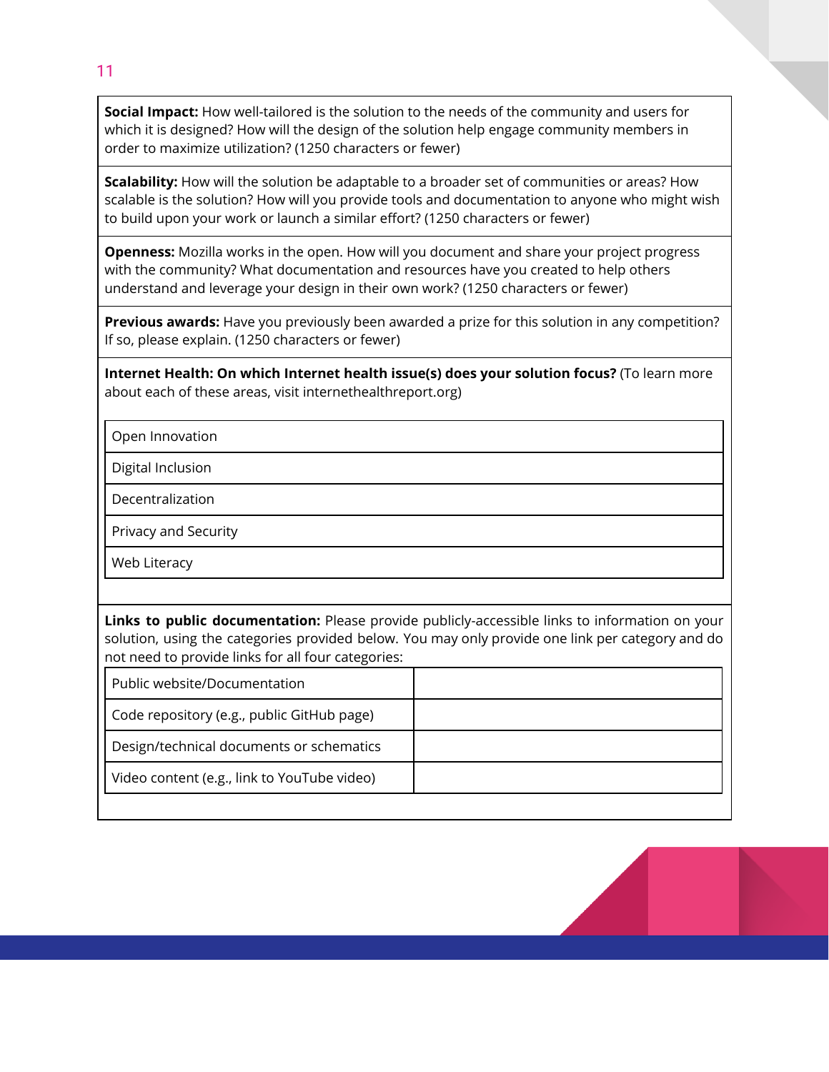**Social Impact:** How well-tailored is the solution to the needs of the community and users for which it is designed? How will the design of the solution help engage community members in order to maximize utilization? (1250 characters or fewer)

**Scalability:** How will the solution be adaptable to a broader set of communities or areas? How scalable is the solution? How will you provide tools and documentation to anyone who might wish to build upon your work or launch a similar effort? (1250 characters or fewer)

**Openness:** Mozilla works in the open. How will you document and share your project progress with the community? What documentation and resources have you created to help others understand and leverage your design in their own work? (1250 characters or fewer)

**Previous awards:** Have you previously been awarded a prize for this solution in any competition? If so, please explain. (1250 characters or fewer)

**Internet Health: On which Internet health issue(s) does your solution focus?** (To learn more about each of these areas, visit internethealthreport.org)

| Issue |
| --- |
| Open Innovation |
| Digital Inclusion |
| Decentralization |
| Privacy and Security |
| Web Literacy |

**Links to public documentation:** Please provide publicly-accessible links to information on your solution, using the categories provided below. You may only provide one link per category and do not need to provide links for all four categories:

| Category | Link |
| --- | --- |
| Public website/Documentation | |
| Code repository (e.g., public GitHub page) | |
| Design/technical documents or schematics | |
| Video content (e.g., link to YouTube video) | |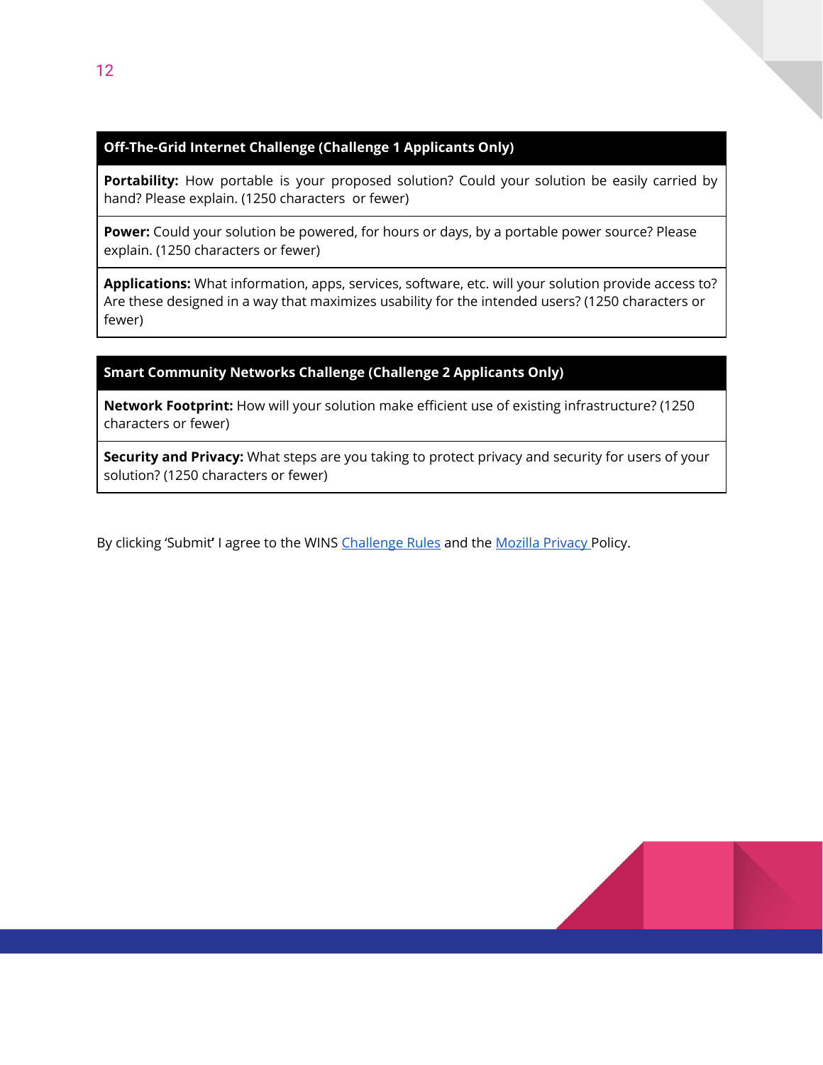| Off-The-Grid Internet Challenge (Challenge 1 Applicants Only) |
|---|
| **Portability:** How portable is your proposed solution? Could your solution be easily carried by hand? Please explain. (1250 characters or fewer) |
| **Power:** Could your solution be powered, for hours or days, by a portable power source? Please explain. (1250 characters or fewer) |
| **Applications:** What information, apps, services, software, etc. will your solution provide access to? Are these designed in a way that maximizes usability for the intended users? (1250 characters or fewer) |

| Smart Community Networks Challenge (Challenge 2 Applicants Only) |
|---|
| **Network Footprint:** How will your solution make efficient use of existing infrastructure? (1250 characters or fewer) |
| **Security and Privacy:** What steps are you taking to protect privacy and security for users of your solution? (1250 characters or fewer) |

By clicking 'Submit' I agree to the WINS Challenge Rules and the Mozilla Privacy Policy.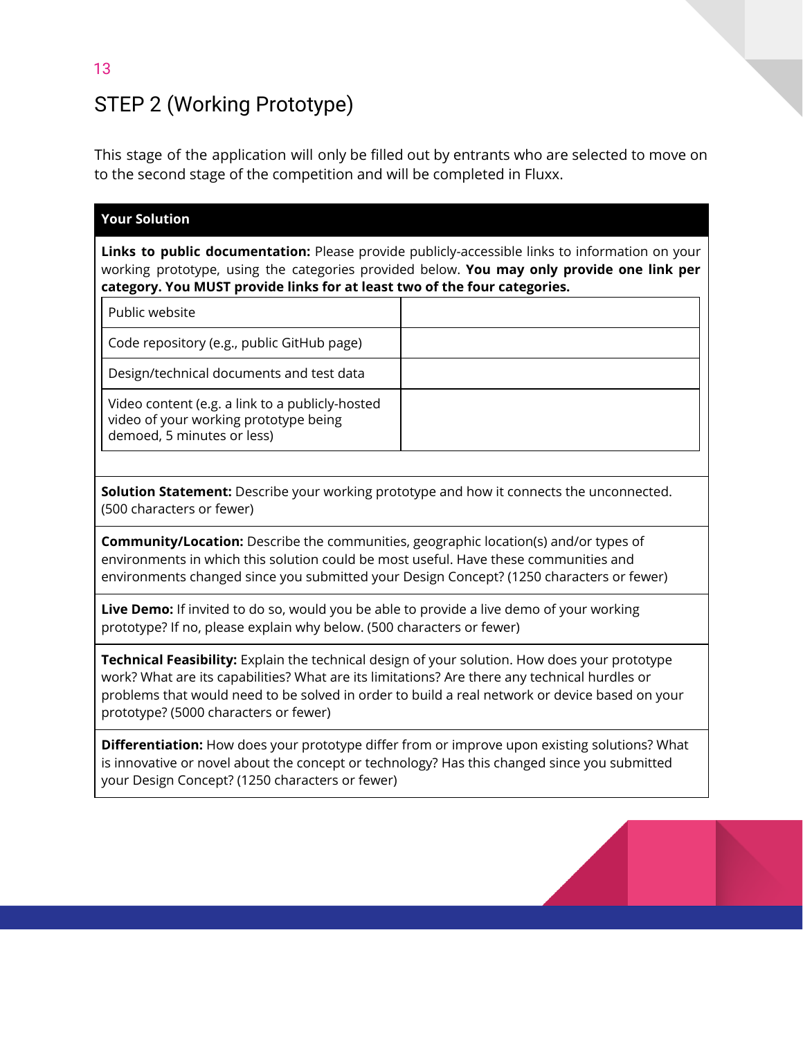## STEP 2 (Working Prototype)

This stage of the application will only be filled out by entrants who are selected to move on to the second stage of the competition and will be completed in Fluxx.

| **Your Solution** |
|---|
| **Links to public documentation:** Please provide publicly-accessible links to information on your working prototype, using the categories provided below. **You may only provide one link per category. You MUST provide links for at least two of the four categories.** |

| | |
|---|---|
| Public website | |
| Code repository (e.g., public GitHub page) | |
| Design/technical documents and test data | |
| Video content (e.g. a link to a publicly-hosted video of your working prototype being demoed, 5 minutes or less) | |

| |
|---|
| **Solution Statement:** Describe your working prototype and how it connects the unconnected. (500 characters or fewer) |
| **Community/Location:** Describe the communities, geographic location(s) and/or types of environments in which this solution could be most useful. Have these communities and environments changed since you submitted your Design Concept? (1250 characters or fewer) |
| **Live Demo:** If invited to do so, would you be able to provide a live demo of your working prototype? If no, please explain why below. (500 characters or fewer) |
| **Technical Feasibility:** Explain the technical design of your solution. How does your prototype work? What are its capabilities? What are its limitations? Are there any technical hurdles or problems that would need to be solved in order to build a real network or device based on your prototype? (5000 characters or fewer) |
| **Differentiation:** How does your prototype differ from or improve upon existing solutions? What is innovative or novel about the concept or technology? Has this changed since you submitted your Design Concept? (1250 characters or fewer) |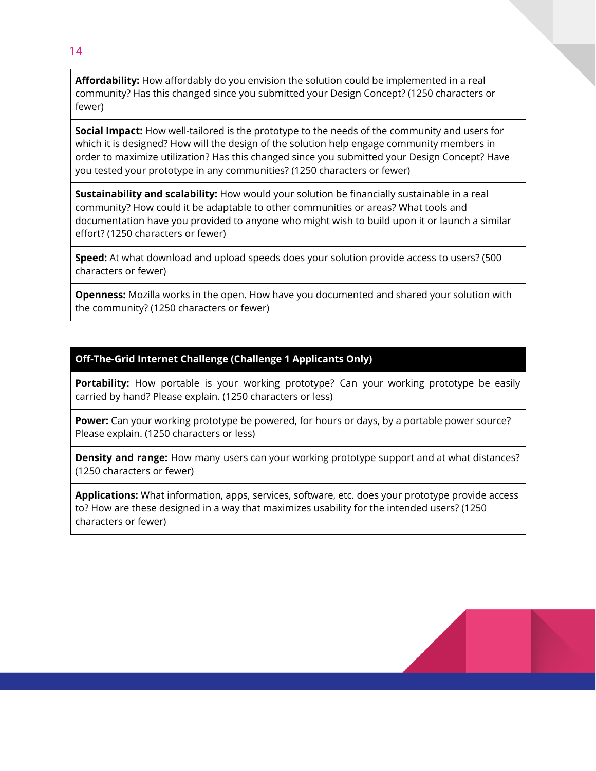**Affordability:** How affordably do you envision the solution could be implemented in a real community? Has this changed since you submitted your Design Concept? (1250 characters or fewer)

**Social Impact:** How well-tailored is the prototype to the needs of the community and users for which it is designed? How will the design of the solution help engage community members in order to maximize utilization? Has this changed since you submitted your Design Concept? Have you tested your prototype in any communities? (1250 characters or fewer)

**Sustainability and scalability:** How would your solution be financially sustainable in a real community? How could it be adaptable to other communities or areas? What tools and documentation have you provided to anyone who might wish to build upon it or launch a similar effort? (1250 characters or fewer)

**Speed:** At what download and upload speeds does your solution provide access to users? (500 characters or fewer)

**Openness:** Mozilla works in the open. How have you documented and shared your solution with the community? (1250 characters or fewer)

**Off-The-Grid Internet Challenge (Challenge 1 Applicants Only)**

**Portability:** How portable is your working prototype? Can your working prototype be easily carried by hand? Please explain. (1250 characters or less)

**Power:** Can your working prototype be powered, for hours or days, by a portable power source? Please explain. (1250 characters or less)

**Density and range:** How many users can your working prototype support and at what distances? (1250 characters or fewer)

**Applications:** What information, apps, services, software, etc. does your prototype provide access to? How are these designed in a way that maximizes usability for the intended users? (1250 characters or fewer)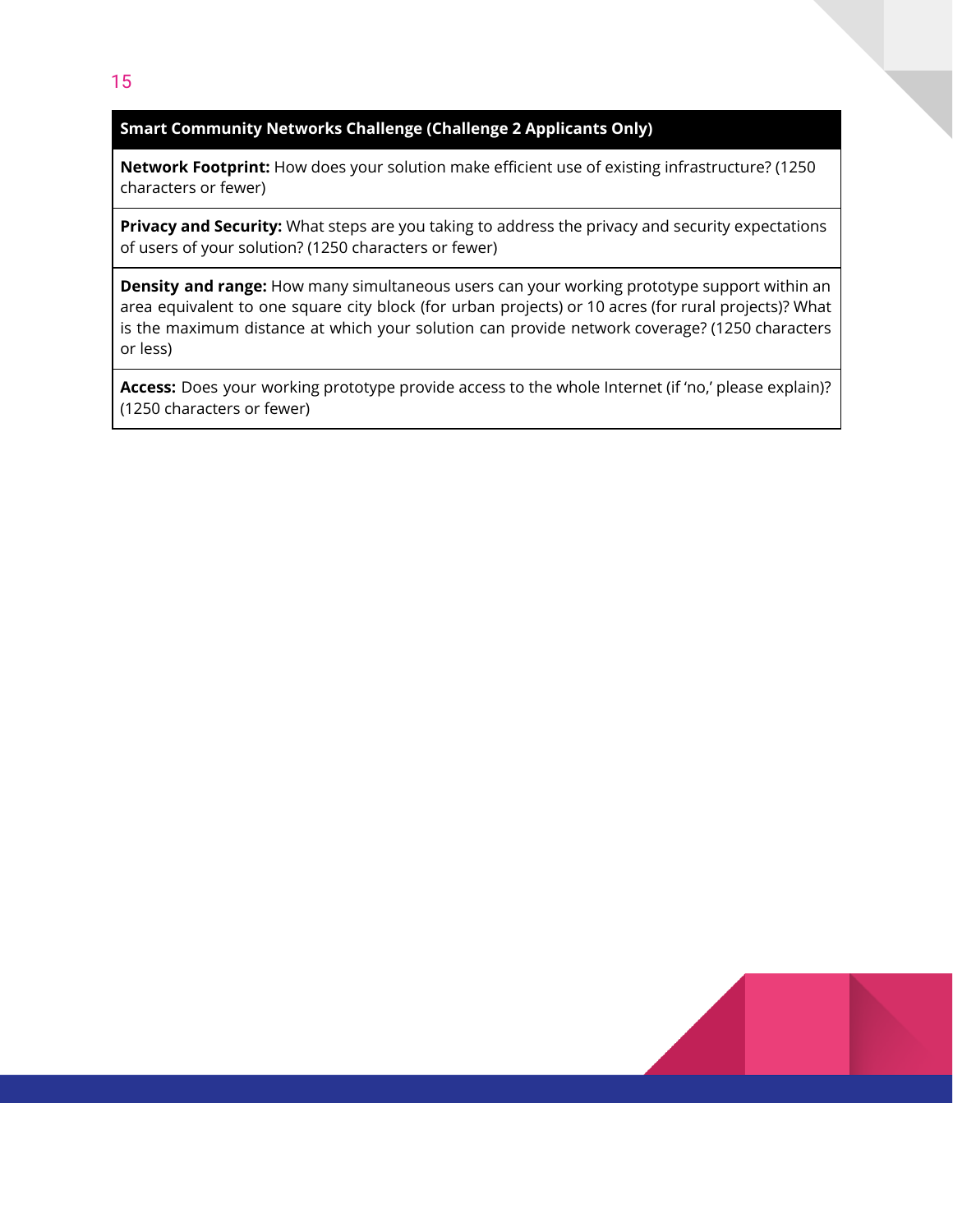| Smart Community Networks Challenge (Challenge 2 Applicants Only) |
| --- |
| **Network Footprint:** How does your solution make efficient use of existing infrastructure? (1250 characters or fewer) |
| **Privacy and Security:** What steps are you taking to address the privacy and security expectations of users of your solution? (1250 characters or fewer) |
| **Density and range:** How many simultaneous users can your working prototype support within an area equivalent to one square city block (for urban projects) or 10 acres (for rural projects)? What is the maximum distance at which your solution can provide network coverage? (1250 characters or less) |
| **Access:** Does your working prototype provide access to the whole Internet (if 'no,' please explain)? (1250 characters or fewer) |